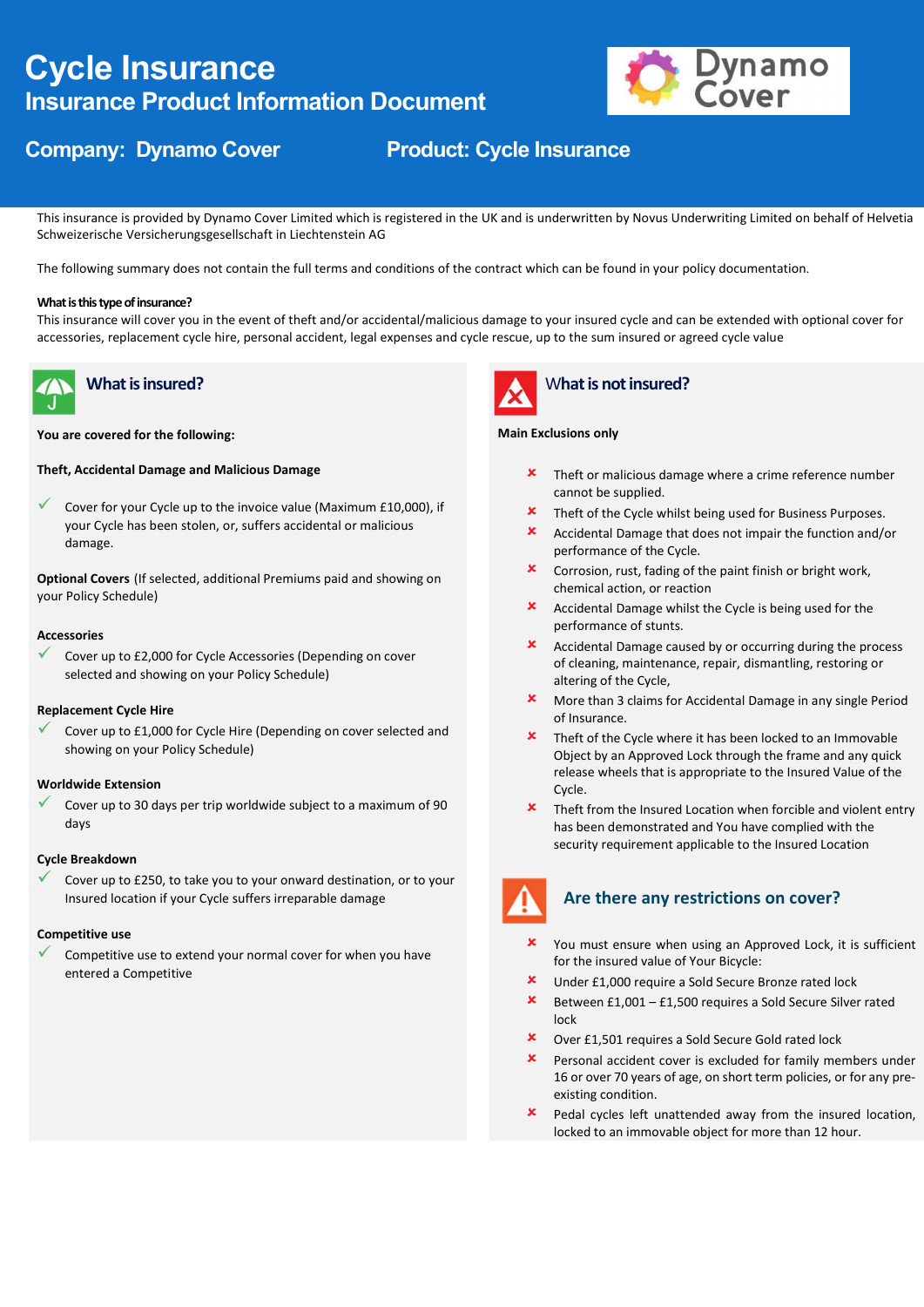# Cycle Insurance

## Insurance Product Information Document

Dynamo Cover

**Company: Dynamo Cover** **Product: Cycle Insurance**

This insurance is provided by Dynamo Cover Limited which is registered in the UK and is underwritten by Novus Underwriting Limited on behalf of Helvetia Schweizerische Versicherungsgesellschaft in Liechtenstein AG

The following summary does not contain the full terms and conditions of the contract which can be found in your policy documentation.

**What is this type of insurance?**
This insurance will cover you in the event of theft and/or accidental/malicious damage to your insured cycle and can be extended with optional cover for accessories, replacement cycle hire, personal accident, legal expenses and cycle rescue, up to the sum insured or agreed cycle value

## What is insured?

**You are covered for the following:**

**Theft, Accidental Damage and Malicious Damage**

- ✓ Cover for your Cycle up to the invoice value (Maximum £10,000), if your Cycle has been stolen, or, suffers accidental or malicious damage.

**Optional Covers** (If selected, additional Premiums paid and showing on your Policy Schedule)

**Accessories**

- ✓ Cover up to £2,000 for Cycle Accessories (Depending on cover selected and showing on your Policy Schedule)

**Replacement Cycle Hire**

- ✓ Cover up to £1,000 for Cycle Hire (Depending on cover selected and showing on your Policy Schedule)

**Worldwide Extension**

- ✓ Cover up to 30 days per trip worldwide subject to a maximum of 90 days

**Cycle Breakdown**

- ✓ Cover up to £250, to take you to your onward destination, or to your Insured location if your Cycle suffers irreparable damage

**Competitive use**

- ✓ Competitive use to extend your normal cover for when you have entered a Competitive

## What is not insured?

**Main Exclusions only**

- ✗ Theft or malicious damage where a crime reference number cannot be supplied.
- ✗ Theft of the Cycle whilst being used for Business Purposes.
- ✗ Accidental Damage that does not impair the function and/or performance of the Cycle.
- ✗ Corrosion, rust, fading of the paint finish or bright work, chemical action, or reaction
- ✗ Accidental Damage whilst the Cycle is being used for the performance of stunts.
- ✗ Accidental Damage caused by or occurring during the process of cleaning, maintenance, repair, dismantling, restoring or altering of the Cycle,
- ✗ More than 3 claims for Accidental Damage in any single Period of Insurance.
- ✗ Theft of the Cycle where it has been locked to an Immovable Object by an Approved Lock through the frame and any quick release wheels that is appropriate to the Insured Value of the Cycle.
- ✗ Theft from the Insured Location when forcible and violent entry has been demonstrated and You have complied with the security requirement applicable to the Insured Location

## Are there any restrictions on cover?

- ✗ You must ensure when using an Approved Lock, it is sufficient for the insured value of Your Bicycle:
- ✗ Under £1,000 require a Sold Secure Bronze rated lock
- ✗ Between £1,001 – £1,500 requires a Sold Secure Silver rated lock
- ✗ Over £1,501 requires a Sold Secure Gold rated lock
- ✗ Personal accident cover is excluded for family members under 16 or over 70 years of age, on short term policies, or for any pre-existing condition.
- ✗ Pedal cycles left unattended away from the insured location, locked to an immovable object for more than 12 hour.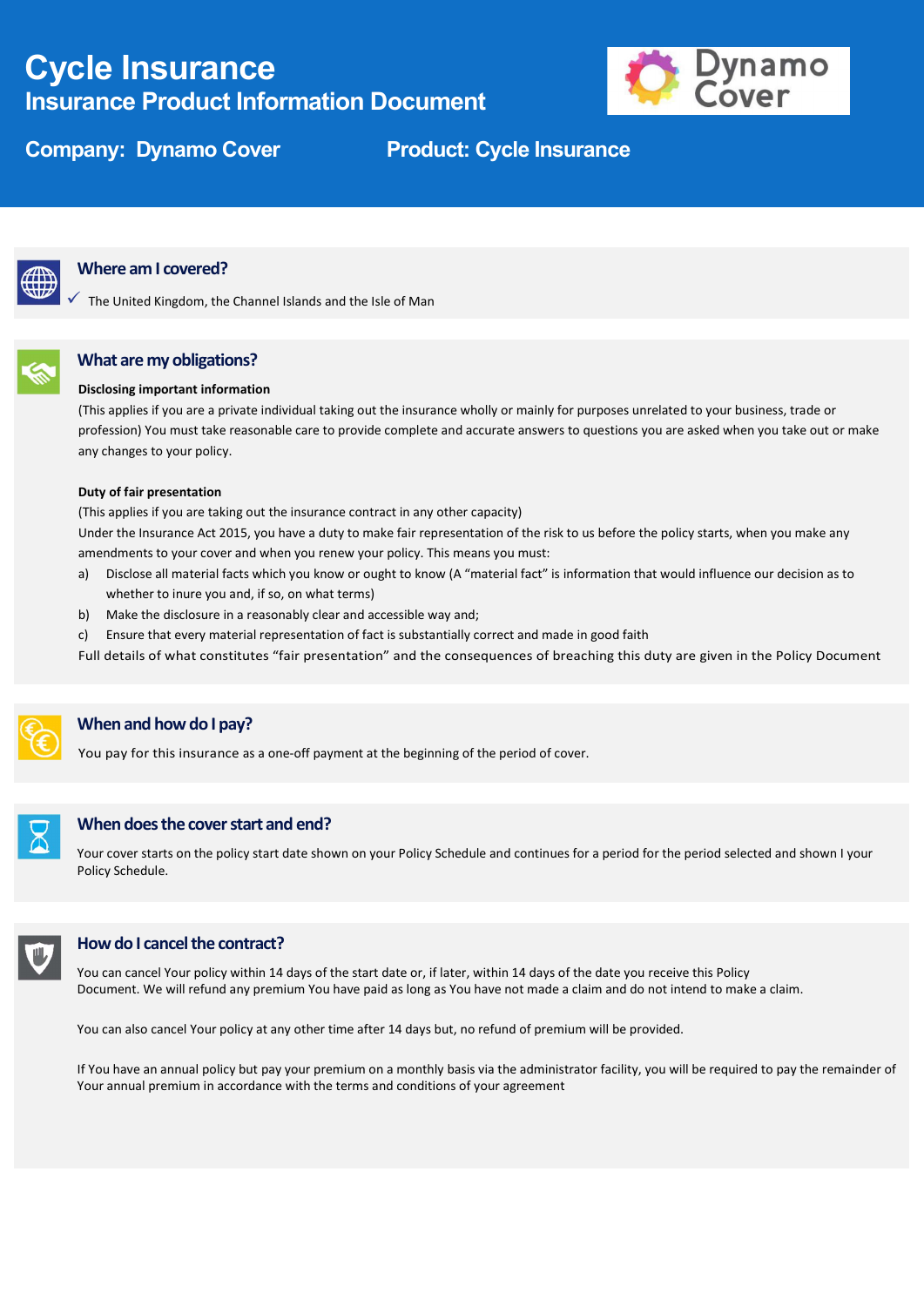# Cycle Insurance
## Insurance Product Information Document

**Company: Dynamo Cover** **Product: Cycle Insurance**

### Where am I covered?

✓ The United Kingdom, the Channel Islands and the Isle of Man

### What are my obligations?

**Disclosing important information**

(This applies if you are a private individual taking out the insurance wholly or mainly for purposes unrelated to your business, trade or profession) You must take reasonable care to provide complete and accurate answers to questions you are asked when you take out or make any changes to your policy.

**Duty of fair presentation**

(This applies if you are taking out the insurance contract in any other capacity)
Under the Insurance Act 2015, you have a duty to make fair representation of the risk to us before the policy starts, when you make any amendments to your cover and when you renew your policy. This means you must:

a) Disclose all material facts which you know or ought to know (A "material fact" is information that would influence our decision as to whether to inure you and, if so, on what terms)
b) Make the disclosure in a reasonably clear and accessible way and;
c) Ensure that every material representation of fact is substantially correct and made in good faith

Full details of what constitutes "fair presentation" and the consequences of breaching this duty are given in the Policy Document

### When and how do I pay?

You pay for this insurance as a one-off payment at the beginning of the period of cover.

### When does the cover start and end?

Your cover starts on the policy start date shown on your Policy Schedule and continues for a period for the period selected and shown I your Policy Schedule.

### How do I cancel the contract?

You can cancel Your policy within 14 days of the start date or, if later, within 14 days of the date you receive this Policy Document. We will refund any premium You have paid as long as You have not made a claim and do not intend to make a claim.

You can also cancel Your policy at any other time after 14 days but, no refund of premium will be provided.

If You have an annual policy but pay your premium on a monthly basis via the administrator facility, you will be required to pay the remainder of Your annual premium in accordance with the terms and conditions of your agreement